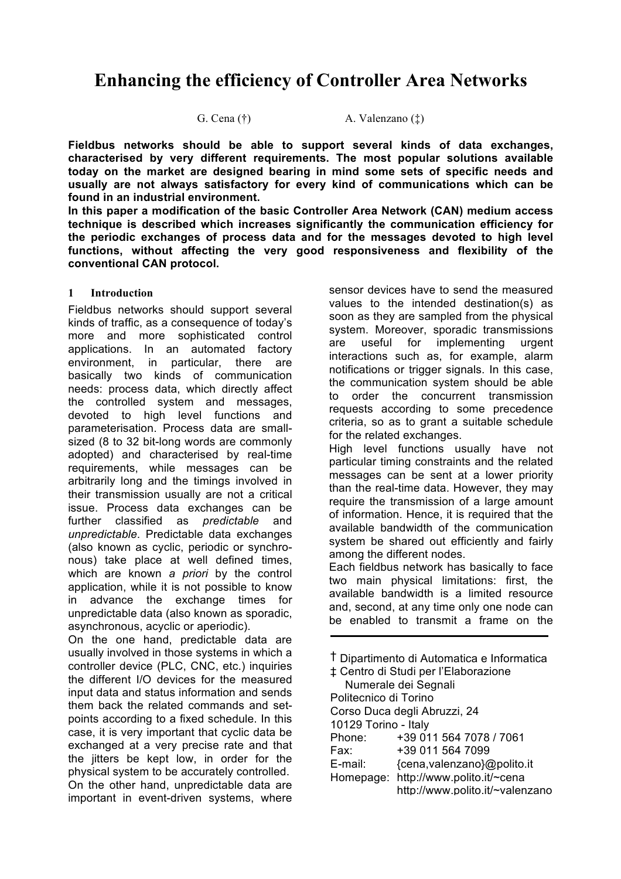# Enhancing the efficiency of Controller Area Networks

G. Cena (†) A. Valenzano (‡)

**Fieldbus networks should be able to support several kinds of data exchanges, characterised by very different requirements. The most popular solutions available today on the market are designed bearing in mind some sets of specific needs and usually are not always satisfactory for every kind of communications which can be found in an industrial environment.**

**In this paper a modification of the basic Controller Area Network (CAN) medium access technique is described which increases significantly the communication efficiency for the periodic exchanges of process data and for the messages devoted to high level functions, without affecting the very good responsiveness and flexibility of the conventional CAN protocol.**

## 1 Introduction

Fieldbus networks should support several kinds of traffic, as a consequence of today's more and more sophisticated control applications. In an automated factory environment, in particular, there are basically two kinds of communication needs: process data, which directly affect the controlled system and messages, devoted to high level functions and parameterisation. Process data are small-sized (8 to 32 bit-long words are commonly adopted) and characterised by real-time requirements, while messages can be arbitrarily long and the timings involved in their transmission usually are not a critical issue. Process data exchanges can be further classified as *predictable* and *unpredictable*. Predictable data exchanges (also known as cyclic, periodic or synchronous) take place at well defined times, which are known *a priori* by the control application, while it is not possible to know in advance the exchange times for unpredictable data (also known as sporadic, asynchronous, acyclic or aperiodic).

On the one hand, predictable data are usually involved in those systems in which a controller device (PLC, CNC, etc.) inquiries the different I/O devices for the measured input data and status information and sends them back the related commands and set-points according to a fixed schedule. In this case, it is very important that cyclic data be exchanged at a very precise rate and that the jitters be kept low, in order for the physical system to be accurately controlled.

On the other hand, unpredictable data are important in event-driven systems, where sensor devices have to send the measured values to the intended destination(s) as soon as they are sampled from the physical system. Moreover, sporadic transmissions are useful for implementing urgent interactions such as, for example, alarm notifications or trigger signals. In this case, the communication system should be able to order the concurrent transmission requests according to some precedence criteria, so as to grant a suitable schedule for the related exchanges.

High level functions usually have not particular timing constraints and the related messages can be sent at a lower priority than the real-time data. However, they may require the transmission of a large amount of information. Hence, it is required that the available bandwidth of the communication system be shared out efficiently and fairly among the different nodes.

Each fieldbus network has basically to face two main physical limitations: first, the available bandwidth is a limited resource and, second, at any time only one node can be enabled to transmit a frame on the

---

† Dipartimento di Automatica e Informatica
‡ Centro di Studi per l'Elaborazione Numerale dei Segnali
Politecnico di Torino
Corso Duca degli Abruzzi, 24
10129 Torino - Italy
Phone: +39 011 564 7078 / 7061
Fax: +39 011 564 7099
E-mail: {cena,valenzano}@polito.it
Homepage: http://www.polito.it/~cena
http://www.polito.it/~valenzano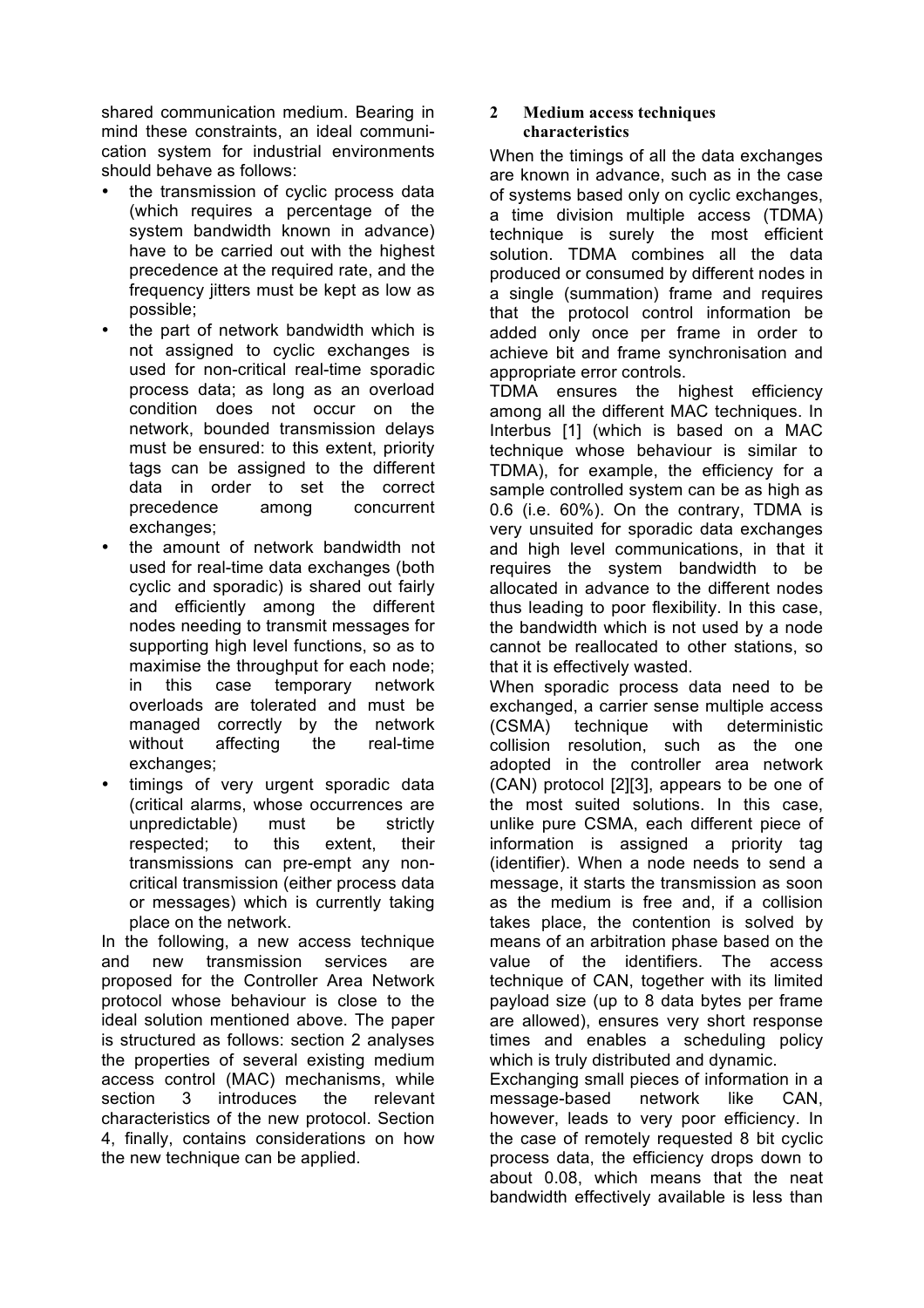shared communication medium. Bearing in mind these constraints, an ideal communication system for industrial environments should behave as follows:

- the transmission of cyclic process data (which requires a percentage of the system bandwidth known in advance) have to be carried out with the highest precedence at the required rate, and the frequency jitters must be kept as low as possible;
- the part of network bandwidth which is not assigned to cyclic exchanges is used for non-critical real-time sporadic process data; as long as an overload condition does not occur on the network, bounded transmission delays must be ensured: to this extent, priority tags can be assigned to the different data in order to set the correct precedence among concurrent exchanges;
- the amount of network bandwidth not used for real-time data exchanges (both cyclic and sporadic) is shared out fairly and efficiently among the different nodes needing to transmit messages for supporting high level functions, so as to maximise the throughput for each node; in this case temporary network overloads are tolerated and must be managed correctly by the network without affecting the real-time exchanges;
- timings of very urgent sporadic data (critical alarms, whose occurrences are unpredictable) must be strictly respected; to this extent, their transmissions can pre-empt any non-critical transmission (either process data or messages) which is currently taking place on the network.

In the following, a new access technique and new transmission services are proposed for the Controller Area Network protocol whose behaviour is close to the ideal solution mentioned above. The paper is structured as follows: section 2 analyses the properties of several existing medium access control (MAC) mechanisms, while section 3 introduces the relevant characteristics of the new protocol. Section 4, finally, contains considerations on how the new technique can be applied.

## 2 Medium access techniques characteristics

When the timings of all the data exchanges are known in advance, such as in the case of systems based only on cyclic exchanges, a time division multiple access (TDMA) technique is surely the most efficient solution. TDMA combines all the data produced or consumed by different nodes in a single (summation) frame and requires that the protocol control information be added only once per frame in order to achieve bit and frame synchronisation and appropriate error controls.

TDMA ensures the highest efficiency among all the different MAC techniques. In Interbus [1] (which is based on a MAC technique whose behaviour is similar to TDMA), for example, the efficiency for a sample controlled system can be as high as 0.6 (i.e. 60%). On the contrary, TDMA is very unsuited for sporadic data exchanges and high level communications, in that it requires the system bandwidth to be allocated in advance to the different nodes thus leading to poor flexibility. In this case, the bandwidth which is not used by a node cannot be reallocated to other stations, so that it is effectively wasted.

When sporadic process data need to be exchanged, a carrier sense multiple access (CSMA) technique with deterministic collision resolution, such as the one adopted in the controller area network (CAN) protocol [2][3], appears to be one of the most suited solutions. In this case, unlike pure CSMA, each different piece of information is assigned a priority tag (identifier). When a node needs to send a message, it starts the transmission as soon as the medium is free and, if a collision takes place, the contention is solved by means of an arbitration phase based on the value of the identifiers. The access technique of CAN, together with its limited payload size (up to 8 data bytes per frame are allowed), ensures very short response times and enables a scheduling policy which is truly distributed and dynamic.

Exchanging small pieces of information in a message-based network like CAN, however, leads to very poor efficiency. In the case of remotely requested 8 bit cyclic process data, the efficiency drops down to about 0.08, which means that the neat bandwidth effectively available is less than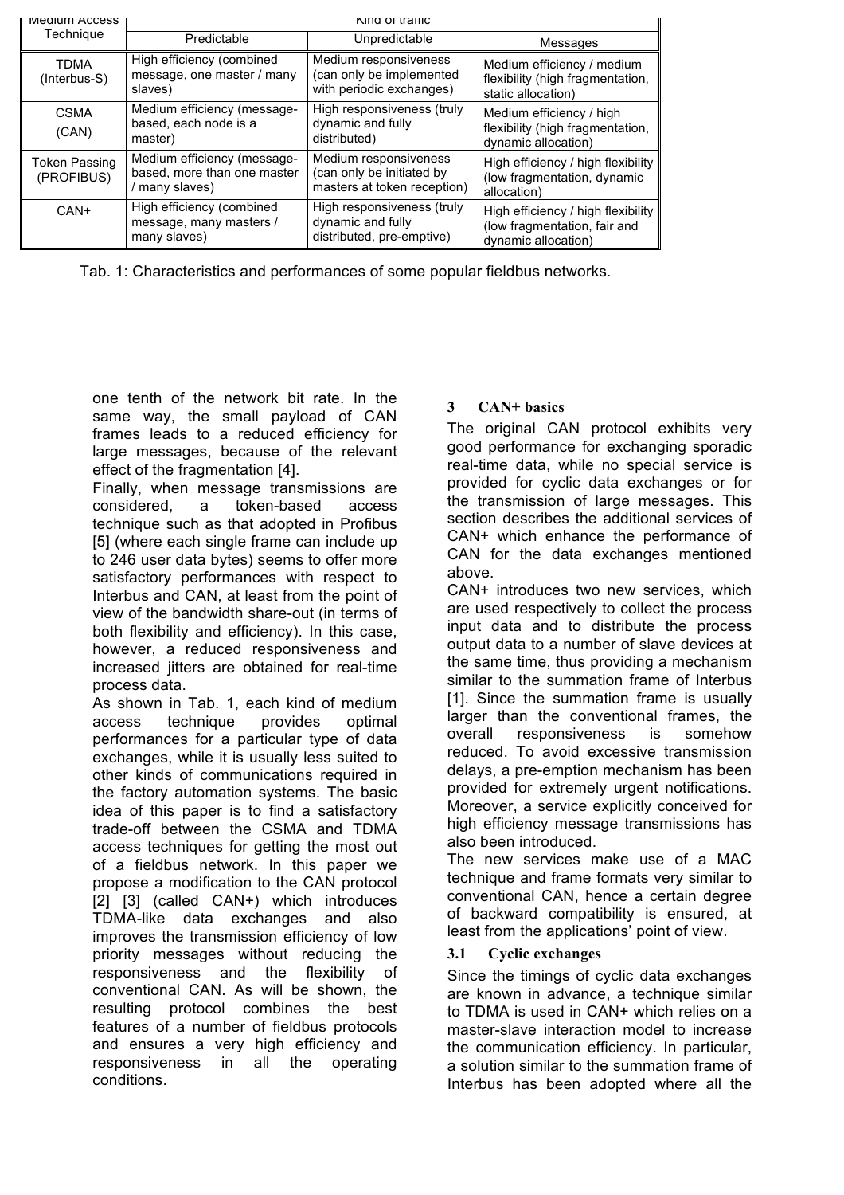| Medium Access Technique | Kind of traffic | | |
|---|---|---|---|
| | Predictable | Unpredictable | Messages |
| TDMA (Interbus-S) | High efficiency (combined message, one master / many slaves) | Medium responsiveness (can only be implemented with periodic exchanges) | Medium efficiency / medium flexibility (high fragmentation, static allocation) |
| CSMA (CAN) | Medium efficiency (message-based, each node is a master) | High responsiveness (truly dynamic and fully distributed) | Medium efficiency / high flexibility (high fragmentation, dynamic allocation) |
| Token Passing (PROFIBUS) | Medium efficiency (message-based, more than one master / many slaves) | Medium responsiveness (can only be initiated by masters at token reception) | High efficiency / high flexibility (low fragmentation, dynamic allocation) |
| CAN+ | High efficiency (combined message, many masters / many slaves) | High responsiveness (truly dynamic and fully distributed, pre-emptive) | High efficiency / high flexibility (low fragmentation, fair and dynamic allocation) |

Tab. 1: Characteristics and performances of some popular fieldbus networks.

one tenth of the network bit rate. In the same way, the small payload of CAN frames leads to a reduced efficiency for large messages, because of the relevant effect of the fragmentation [4].

Finally, when message transmissions are considered, a token-based access technique such as that adopted in Profibus [5] (where each single frame can include up to 246 user data bytes) seems to offer more satisfactory performances with respect to Interbus and CAN, at least from the point of view of the bandwidth share-out (in terms of both flexibility and efficiency). In this case, however, a reduced responsiveness and increased jitters are obtained for real-time process data.

As shown in Tab. 1, each kind of medium access technique provides optimal performances for a particular type of data exchanges, while it is usually less suited to other kinds of communications required in the factory automation systems. The basic idea of this paper is to find a satisfactory trade-off between the CSMA and TDMA access techniques for getting the most out of a fieldbus network. In this paper we propose a modification to the CAN protocol [2] [3] (called CAN+) which introduces TDMA-like data exchanges and also improves the transmission efficiency of low priority messages without reducing the responsiveness and the flexibility of conventional CAN. As will be shown, the resulting protocol combines the best features of a number of fieldbus protocols and ensures a very high efficiency and responsiveness in all the operating conditions.

## 3 CAN+ basics

The original CAN protocol exhibits very good performance for exchanging sporadic real-time data, while no special service is provided for cyclic data exchanges or for the transmission of large messages. This section describes the additional services of CAN+ which enhance the performance of CAN for the data exchanges mentioned above.

CAN+ introduces two new services, which are used respectively to collect the process input data and to distribute the process output data to a number of slave devices at the same time, thus providing a mechanism similar to the summation frame of Interbus [1]. Since the summation frame is usually larger than the conventional frames, the overall responsiveness is somehow reduced. To avoid excessive transmission delays, a pre-emption mechanism has been provided for extremely urgent notifications. Moreover, a service explicitly conceived for high efficiency message transmissions has also been introduced.

The new services make use of a MAC technique and frame formats very similar to conventional CAN, hence a certain degree of backward compatibility is ensured, at least from the applications' point of view.

### 3.1 Cyclic exchanges

Since the timings of cyclic data exchanges are known in advance, a technique similar to TDMA is used in CAN+ which relies on a master-slave interaction model to increase the communication efficiency. In particular, a solution similar to the summation frame of Interbus has been adopted where all the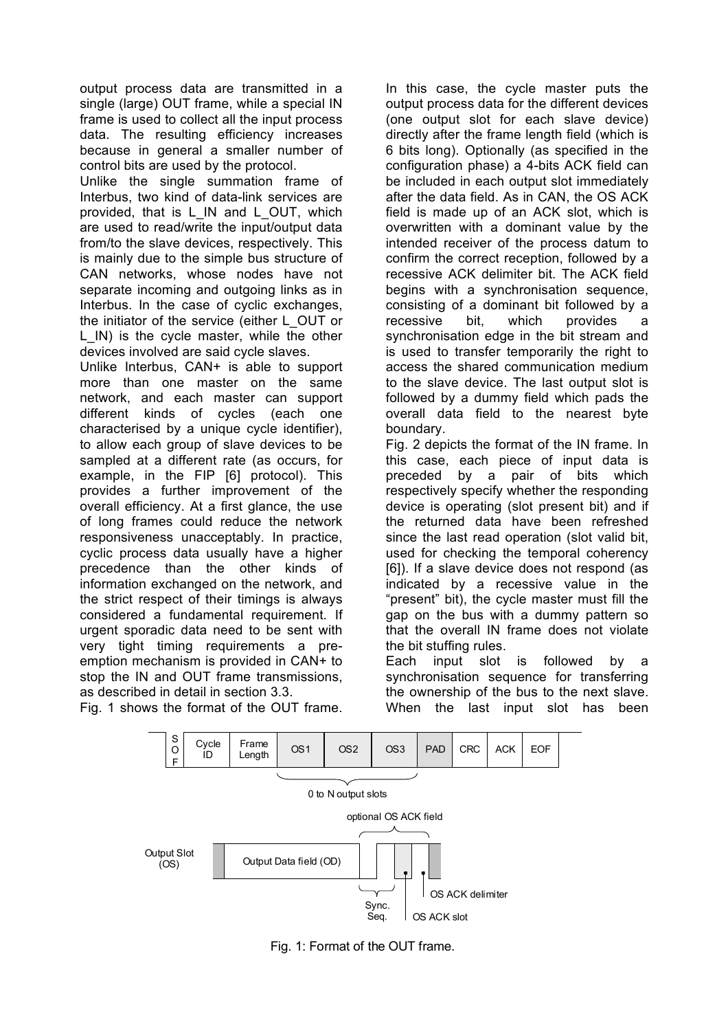output process data are transmitted in a single (large) OUT frame, while a special IN frame is used to collect all the input process data. The resulting efficiency increases because in general a smaller number of control bits are used by the protocol.

Unlike the single summation frame of Interbus, two kind of data-link services are provided, that is L_IN and L_OUT, which are used to read/write the input/output data from/to the slave devices, respectively. This is mainly due to the simple bus structure of CAN networks, whose nodes have not separate incoming and outgoing links as in Interbus. In the case of cyclic exchanges, the initiator of the service (either L_OUT or L_IN) is the cycle master, while the other devices involved are said cycle slaves.

Unlike Interbus, CAN+ is able to support more than one master on the same network, and each master can support different kinds of cycles (each one characterised by a unique cycle identifier), to allow each group of slave devices to be sampled at a different rate (as occurs, for example, in the FIP [6] protocol). This provides a further improvement of the overall efficiency. At a first glance, the use of long frames could reduce the network responsiveness unacceptably. In practice, cyclic process data usually have a higher precedence than the other kinds of information exchanged on the network, and the strict respect of their timings is always considered a fundamental requirement. If urgent sporadic data need to be sent with very tight timing requirements a pre-emption mechanism is provided in CAN+ to stop the IN and OUT frame transmissions, as described in detail in section 3.3.

Fig. 1 shows the format of the OUT frame. In this case, the cycle master puts the output process data for the different devices (one output slot for each slave device) directly after the frame length field (which is 6 bits long). Optionally (as specified in the configuration phase) a 4-bits ACK field can be included in each output slot immediately after the data field. As in CAN, the OS ACK field is made up of an ACK slot, which is overwritten with a dominant value by the intended receiver of the process datum to confirm the correct reception, followed by a recessive ACK delimiter bit. The ACK field begins with a synchronisation sequence, consisting of a dominant bit followed by a recessive bit, which provides a synchronisation edge in the bit stream and is used to transfer temporarily the right to access the shared communication medium to the slave device. The last output slot is followed by a dummy field which pads the overall data field to the nearest byte boundary.

Fig. 2 depicts the format of the IN frame. In this case, each piece of input data is preceded by a pair of bits which respectively specify whether the responding device is operating (slot present bit) and if the returned data have been refreshed since the last read operation (slot valid bit, used for checking the temporal coherency [6]). If a slave device does not respond (as indicated by a recessive value in the "present" bit), the cycle master must fill the gap on the bus with a dummy pattern so that the overall IN frame does not violate the bit stuffing rules.

Each input slot is followed by a synchronisation sequence for transferring the ownership of the bus to the next slave. When the last input slot has been

| SOF | Cycle ID | Frame Length | OS1 | OS2 | OS3 | PAD | CRC | ACK | EOF |
|---|---|---|---|---|---|---|---|---|---|

0 to N output slots

Output Slot (OS): Output Data field (OD) | optional OS ACK field: Sync. Seq., OS ACK slot, OS ACK delimiter

Fig. 1: Format of the OUT frame.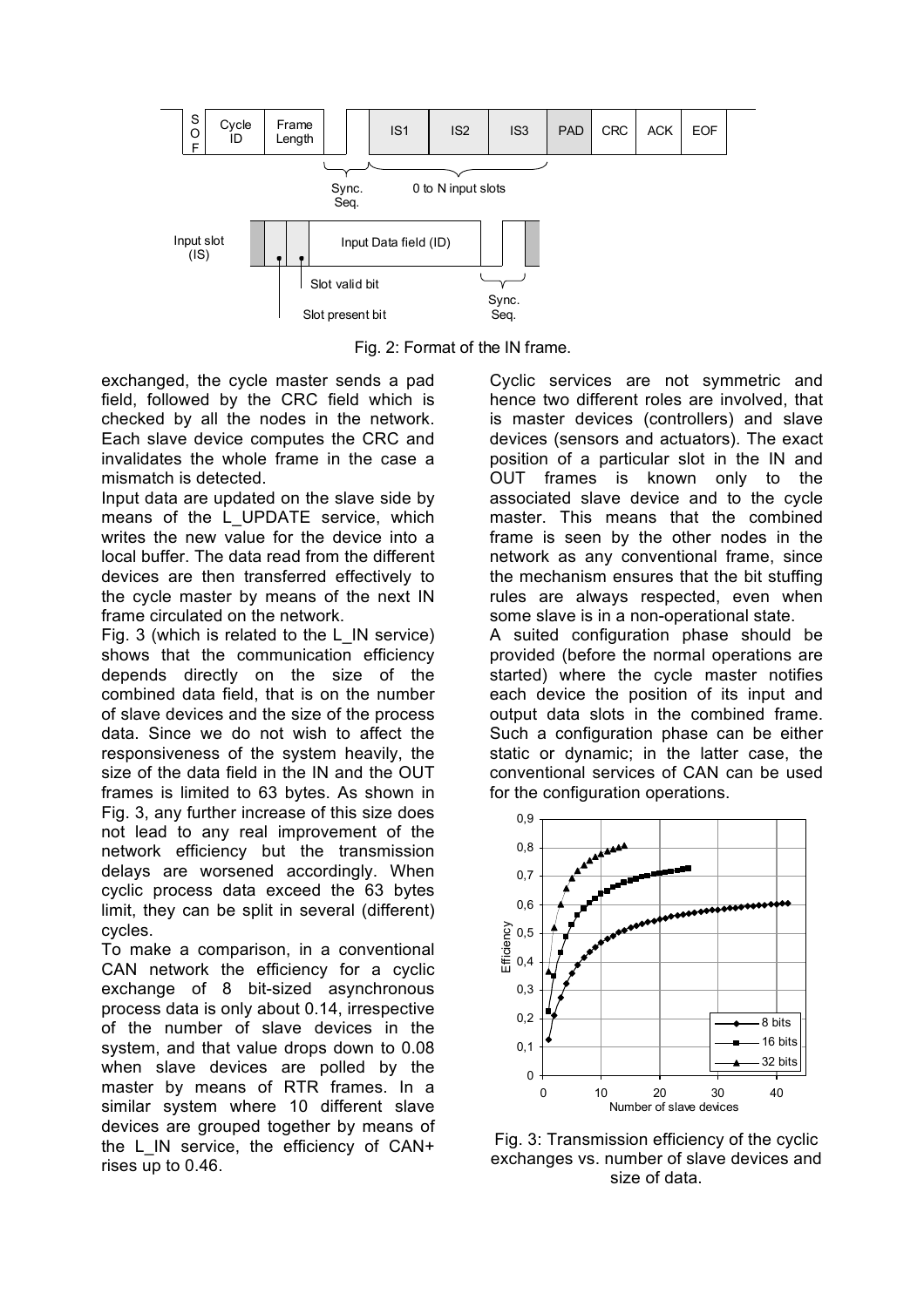Fig. 2: Format of the IN frame.

exchanged, the cycle master sends a pad field, followed by the CRC field which is checked by all the nodes in the network. Each slave device computes the CRC and invalidates the whole frame in the case a mismatch is detected.

Input data are updated on the slave side by means of the L_UPDATE service, which writes the new value for the device into a local buffer. The data read from the different devices are then transferred effectively to the cycle master by means of the next IN frame circulated on the network.

Fig. 3 (which is related to the L_IN service) shows that the communication efficiency depends directly on the size of the combined data field, that is on the number of slave devices and the size of the process data. Since we do not wish to affect the responsiveness of the system heavily, the size of the data field in the IN and the OUT frames is limited to 63 bytes. As shown in Fig. 3, any further increase of this size does not lead to any real improvement of the network efficiency but the transmission delays are worsened accordingly. When cyclic process data exceed the 63 bytes limit, they can be split in several (different) cycles.

To make a comparison, in a conventional CAN network the efficiency for a cyclic exchange of 8 bit-sized asynchronous process data is only about 0.14, irrespective of the number of slave devices in the system, and that value drops down to 0.08 when slave devices are polled by the master by means of RTR frames. In a similar system where 10 different slave devices are grouped together by means of the L_IN service, the efficiency of CAN+ rises up to 0.46.

Cyclic services are not symmetric and hence two different roles are involved, that is master devices (controllers) and slave devices (sensors and actuators). The exact position of a particular slot in the IN and OUT frames is known only to the associated slave device and to the cycle master. This means that the combined frame is seen by the other nodes in the network as any conventional frame, since the mechanism ensures that the bit stuffing rules are always respected, even when some slave is in a non-operational state.

A suited configuration phase should be provided (before the normal operations are started) where the cycle master notifies each device the position of its input and output data slots in the combined frame. Such a configuration phase can be either static or dynamic; in the latter case, the conventional services of CAN can be used for the configuration operations.

Fig. 3: Transmission efficiency of the cyclic exchanges vs. number of slave devices and size of data.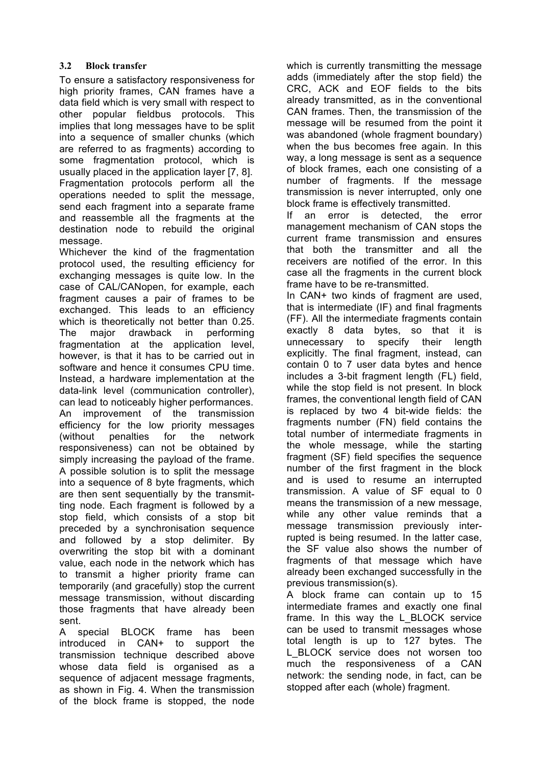### 3.2 Block transfer

To ensure a satisfactory responsiveness for high priority frames, CAN frames have a data field which is very small with respect to other popular fieldbus protocols. This implies that long messages have to be split into a sequence of smaller chunks (which are referred to as fragments) according to some fragmentation protocol, which is usually placed in the application layer [7, 8]. Fragmentation protocols perform all the operations needed to split the message, send each fragment into a separate frame and reassemble all the fragments at the destination node to rebuild the original message.

Whichever the kind of the fragmentation protocol used, the resulting efficiency for exchanging messages is quite low. In the case of CAL/CANopen, for example, each fragment causes a pair of frames to be exchanged. This leads to an efficiency which is theoretically not better than 0.25. The major drawback in performing fragmentation at the application level, however, is that it has to be carried out in software and hence it consumes CPU time. Instead, a hardware implementation at the data-link level (communication controller), can lead to noticeably higher performances.

An improvement of the transmission efficiency for the low priority messages (without penalties for the network responsiveness) can not be obtained by simply increasing the payload of the frame. A possible solution is to split the message into a sequence of 8 byte fragments, which are then sent sequentially by the transmitting node. Each fragment is followed by a stop field, which consists of a stop bit preceded by a synchronisation sequence and followed by a stop delimiter. By overwriting the stop bit with a dominant value, each node in the network which has to transmit a higher priority frame can temporarily (and gracefully) stop the current message transmission, without discarding those fragments that have already been sent.

A special BLOCK frame has been introduced in CAN+ to support the transmission technique described above whose data field is organised as a sequence of adjacent message fragments, as shown in Fig. 4. When the transmission of the block frame is stopped, the node which is currently transmitting the message adds (immediately after the stop field) the CRC, ACK and EOF fields to the bits already transmitted, as in the conventional CAN frames. Then, the transmission of the message will be resumed from the point it was abandoned (whole fragment boundary) when the bus becomes free again. In this way, a long message is sent as a sequence of block frames, each one consisting of a number of fragments. If the message transmission is never interrupted, only one block frame is effectively transmitted.

If an error is detected, the error management mechanism of CAN stops the current frame transmission and ensures that both the transmitter and all the receivers are notified of the error. In this case all the fragments in the current block frame have to be re-transmitted.

In CAN+ two kinds of fragment are used, that is intermediate (IF) and final fragments (FF). All the intermediate fragments contain exactly 8 data bytes, so that it is unnecessary to specify their length explicitly. The final fragment, instead, can contain 0 to 7 user data bytes and hence includes a 3-bit fragment length (FL) field, while the stop field is not present. In block frames, the conventional length field of CAN is replaced by two 4 bit-wide fields: the fragments number (FN) field contains the total number of intermediate fragments in the whole message, while the starting fragment (SF) field specifies the sequence number of the first fragment in the block and is used to resume an interrupted transmission. A value of SF equal to 0 means the transmission of a new message, while any other value reminds that a message transmission previously interrupted is being resumed. In the latter case, the SF value also shows the number of fragments of that message which have already been exchanged successfully in the previous transmission(s).

A block frame can contain up to 15 intermediate frames and exactly one final frame. In this way the L_BLOCK service can be used to transmit messages whose total length is up to 127 bytes. The L_BLOCK service does not worsen too much the responsiveness of a CAN network: the sending node, in fact, can be stopped after each (whole) fragment.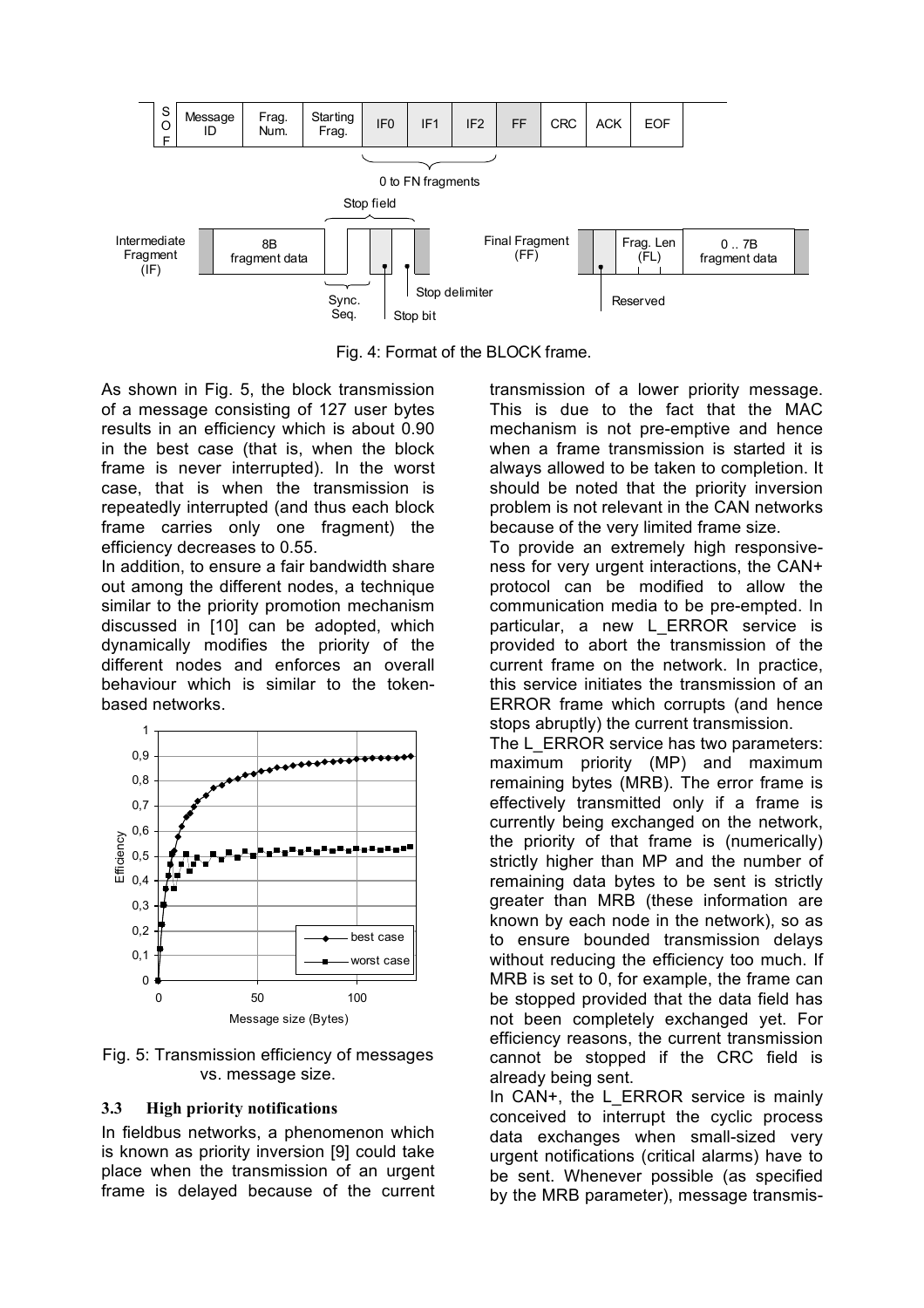Fig. 4: Format of the BLOCK frame.

As shown in Fig. 5, the block transmission of a message consisting of 127 user bytes results in an efficiency which is about 0.90 in the best case (that is, when the block frame is never interrupted). In the worst case, that is when the transmission is repeatedly interrupted (and thus each block frame carries only one fragment) the efficiency decreases to 0.55.

In addition, to ensure a fair bandwidth share out among the different nodes, a technique similar to the priority promotion mechanism discussed in [10] can be adopted, which dynamically modifies the priority of the different nodes and enforces an overall behaviour which is similar to the token-based networks.

Fig. 5: Transmission efficiency of messages vs. message size.

### 3.3 High priority notifications

In fieldbus networks, a phenomenon which is known as priority inversion [9] could take place when the transmission of an urgent frame is delayed because of the current transmission of a lower priority message. This is due to the fact that the MAC mechanism is not pre-emptive and hence when a frame transmission is started it is always allowed to be taken to completion. It should be noted that the priority inversion problem is not relevant in the CAN networks because of the very limited frame size.

To provide an extremely high responsiveness for very urgent interactions, the CAN+ protocol can be modified to allow the communication media to be pre-empted. In particular, a new L_ERROR service is provided to abort the transmission of the current frame on the network. In practice, this service initiates the transmission of an ERROR frame which corrupts (and hence stops abruptly) the current transmission.

The L_ERROR service has two parameters: maximum priority (MP) and maximum remaining bytes (MRB). The error frame is effectively transmitted only if a frame is currently being exchanged on the network, the priority of that frame is (numerically) strictly higher than MP and the number of remaining data bytes to be sent is strictly greater than MRB (these information are known by each node in the network), so as to ensure bounded transmission delays without reducing the efficiency too much. If MRB is set to 0, for example, the frame can be stopped provided that the data field has not been completely exchanged yet. For efficiency reasons, the current transmission cannot be stopped if the CRC field is already being sent.

In CAN+, the L_ERROR service is mainly conceived to interrupt the cyclic process data exchanges when small-sized very urgent notifications (critical alarms) have to be sent. Whenever possible (as specified by the MRB parameter), message transmis-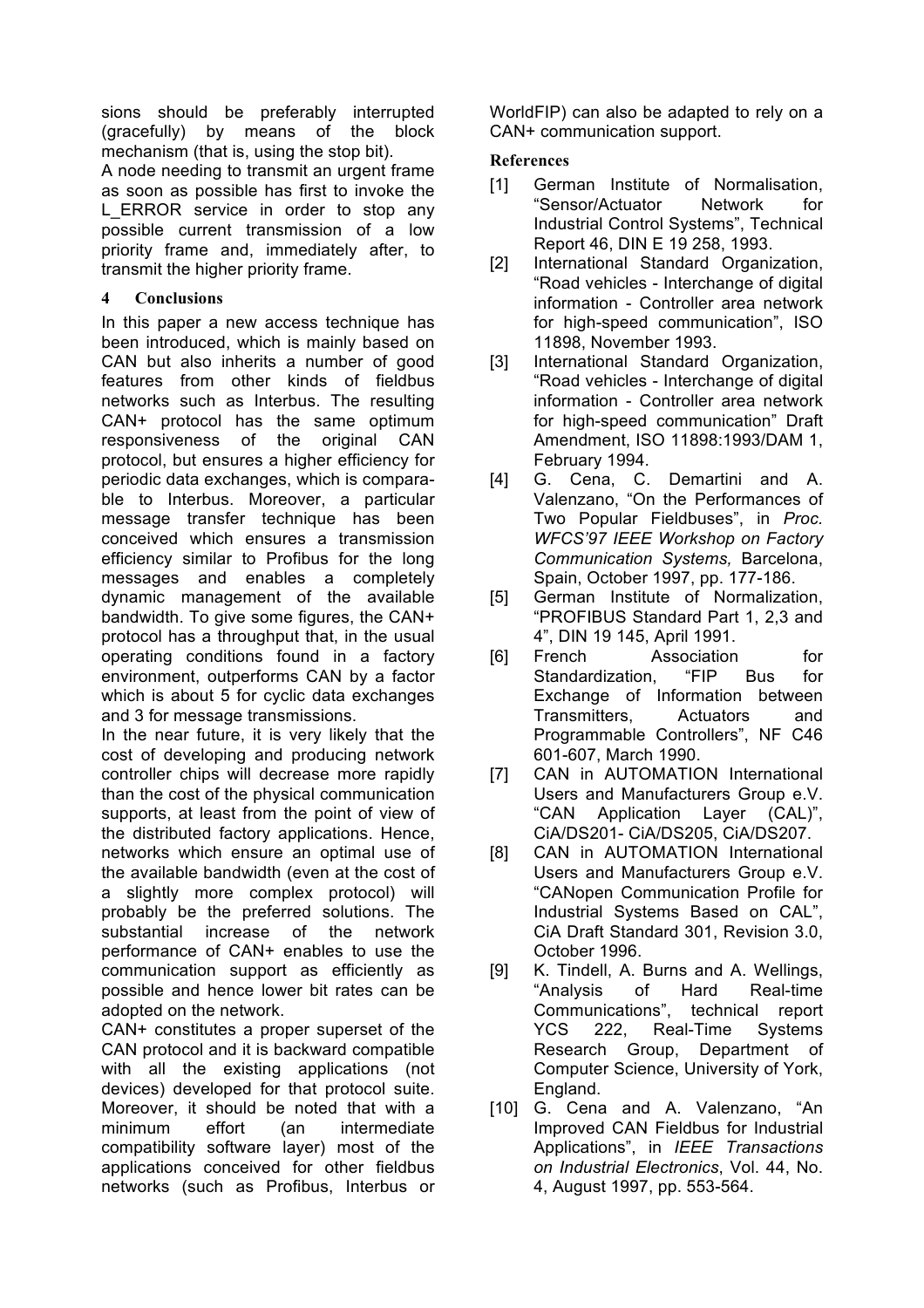sions should be preferably interrupted (gracefully) by means of the block mechanism (that is, using the stop bit).

A node needing to transmit an urgent frame as soon as possible has first to invoke the L_ERROR service in order to stop any possible current transmission of a low priority frame and, immediately after, to transmit the higher priority frame.

## 4 Conclusions

In this paper a new access technique has been introduced, which is mainly based on CAN but also inherits a number of good features from other kinds of fieldbus networks such as Interbus. The resulting CAN+ protocol has the same optimum responsiveness of the original CAN protocol, but ensures a higher efficiency for periodic data exchanges, which is comparable to Interbus. Moreover, a particular message transfer technique has been conceived which ensures a transmission efficiency similar to Profibus for the long messages and enables a completely dynamic management of the available bandwidth. To give some figures, the CAN+ protocol has a throughput that, in the usual operating conditions found in a factory environment, outperforms CAN by a factor which is about 5 for cyclic data exchanges and 3 for message transmissions.

In the near future, it is very likely that the cost of developing and producing network controller chips will decrease more rapidly than the cost of the physical communication supports, at least from the point of view of the distributed factory applications. Hence, networks which ensure an optimal use of the available bandwidth (even at the cost of a slightly more complex protocol) will probably be the preferred solutions. The substantial increase of the network performance of CAN+ enables to use the communication support as efficiently as possible and hence lower bit rates can be adopted on the network.

CAN+ constitutes a proper superset of the CAN protocol and it is backward compatible with all the existing applications (not devices) developed for that protocol suite. Moreover, it should be noted that with a minimum effort (an intermediate compatibility software layer) most of the applications conceived for other fieldbus networks (such as Profibus, Interbus or WorldFIP) can also be adapted to rely on a CAN+ communication support.

## References

[1] German Institute of Normalisation, "Sensor/Actuator Network for Industrial Control Systems", Technical Report 46, DIN E 19 258, 1993.

[2] International Standard Organization, "Road vehicles - Interchange of digital information - Controller area network for high-speed communication", ISO 11898, November 1993.

[3] International Standard Organization, "Road vehicles - Interchange of digital information - Controller area network for high-speed communication" Draft Amendment, ISO 11898:1993/DAM 1, February 1994.

[4] G. Cena, C. Demartini and A. Valenzano, "On the Performances of Two Popular Fieldbuses", in *Proc. WFCS'97 IEEE Workshop on Factory Communication Systems,* Barcelona, Spain, October 1997, pp. 177-186.

[5] German Institute of Normalization, "PROFIBUS Standard Part 1, 2,3 and 4", DIN 19 145, April 1991.

[6] French Association for Standardization, "FIP Bus for Exchange of Information between Transmitters, Actuators and Programmable Controllers", NF C46 601-607, March 1990.

[7] CAN in AUTOMATION International Users and Manufacturers Group e.V. "CAN Application Layer (CAL)", CiA/DS201- CiA/DS205, CiA/DS207.

[8] CAN in AUTOMATION International Users and Manufacturers Group e.V. "CANopen Communication Profile for Industrial Systems Based on CAL", CiA Draft Standard 301, Revision 3.0, October 1996.

[9] K. Tindell, A. Burns and A. Wellings, "Analysis of Hard Real-time Communications", technical report YCS 222, Real-Time Systems Research Group, Department of Computer Science, University of York, England.

[10] G. Cena and A. Valenzano, "An Improved CAN Fieldbus for Industrial Applications", in *IEEE Transactions on Industrial Electronics*, Vol. 44, No. 4, August 1997, pp. 553-564.